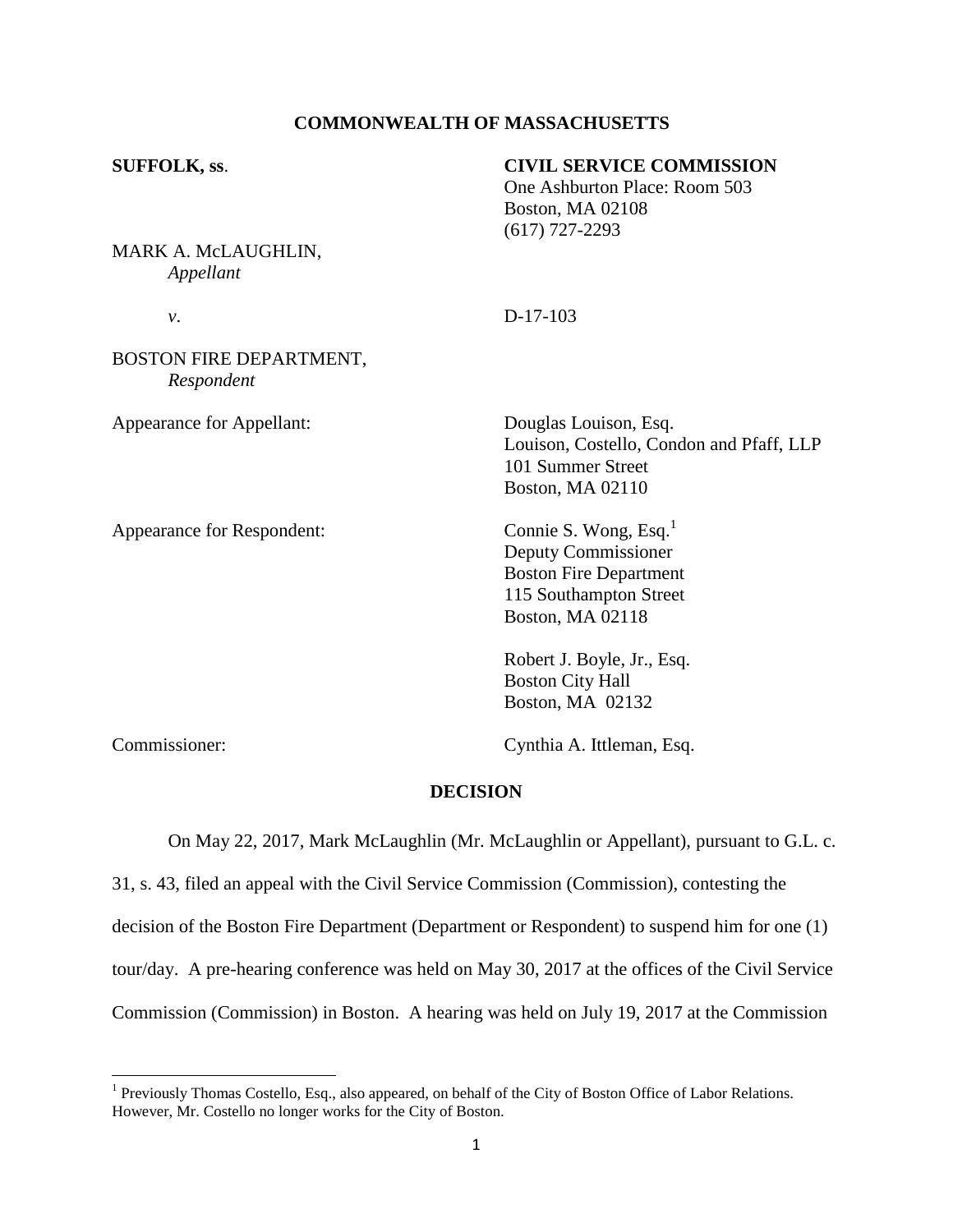**COMMONWEALTH OF MASSACHUSETTS**

**SUFFOLK, ss.**

**CIVIL SERVICE COMMISSION**
One Ashburton Place: Room 503
Boston, MA 02108
(617) 727-2293

MARK A. McLAUGHLIN,
*Appellant*

*v*.

D-17-103

BOSTON FIRE DEPARTMENT,
*Respondent*

Appearance for Appellant:

Douglas Louison, Esq.
Louison, Costello, Condon and Pfaff, LLP
101 Summer Street
Boston, MA 02110

Appearance for Respondent:

Connie S. Wong, Esq.[1]
Deputy Commissioner
Boston Fire Department
115 Southampton Street
Boston, MA 02118

Robert J. Boyle, Jr., Esq.
Boston City Hall
Boston, MA 02132

Commissioner:

Cynthia A. Ittleman, Esq.

**DECISION**

On May 22, 2017, Mark McLaughlin (Mr. McLaughlin or Appellant), pursuant to G.L. c. 31, s. 43, filed an appeal with the Civil Service Commission (Commission), contesting the decision of the Boston Fire Department (Department or Respondent) to suspend him for one (1) tour/day. A pre-hearing conference was held on May 30, 2017 at the offices of the Civil Service Commission (Commission) in Boston. A hearing was held on July 19, 2017 at the Commission

---

[1] Previously Thomas Costello, Esq., also appeared, on behalf of the City of Boston Office of Labor Relations. However, Mr. Costello no longer works for the City of Boston.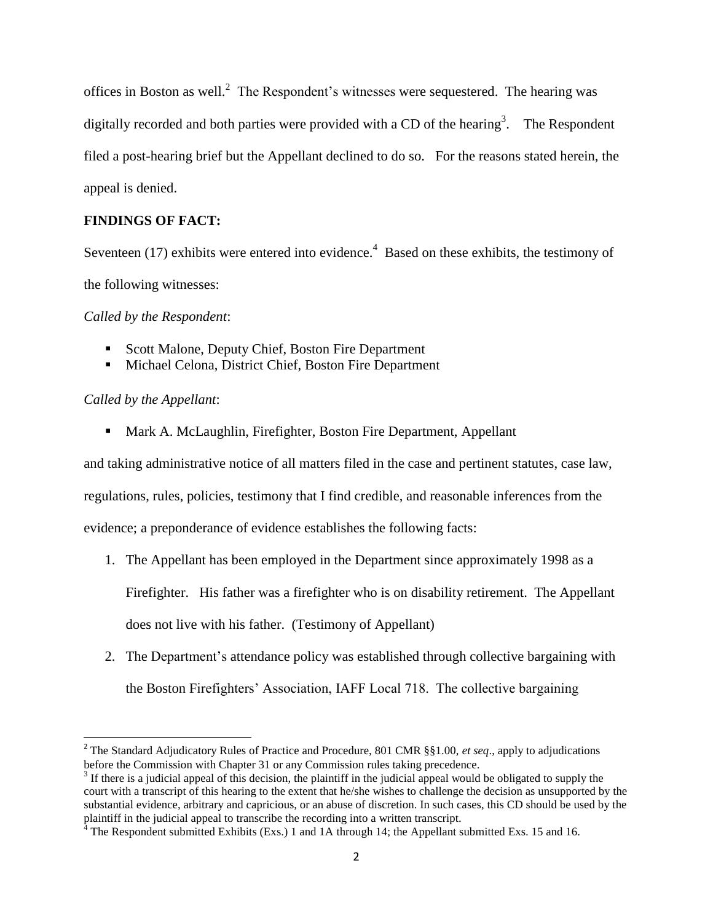offices in Boston as well.[2] The Respondent's witnesses were sequestered. The hearing was digitally recorded and both parties were provided with a CD of the hearing[3]. The Respondent filed a post-hearing brief but the Appellant declined to do so. For the reasons stated herein, the appeal is denied.

**FINDINGS OF FACT:**

Seventeen (17) exhibits were entered into evidence.[4] Based on these exhibits, the testimony of the following witnesses:

*Called by the Respondent*:

- Scott Malone, Deputy Chief, Boston Fire Department
- Michael Celona, District Chief, Boston Fire Department

*Called by the Appellant*:

- Mark A. McLaughlin, Firefighter, Boston Fire Department, Appellant

and taking administrative notice of all matters filed in the case and pertinent statutes, case law, regulations, rules, policies, testimony that I find credible, and reasonable inferences from the evidence; a preponderance of evidence establishes the following facts:

1. The Appellant has been employed in the Department since approximately 1998 as a Firefighter. His father was a firefighter who is on disability retirement. The Appellant does not live with his father. (Testimony of Appellant)
2. The Department's attendance policy was established through collective bargaining with the Boston Firefighters' Association, IAFF Local 718. The collective bargaining

---

[2] The Standard Adjudicatory Rules of Practice and Procedure, 801 CMR §§1.00, *et seq*., apply to adjudications before the Commission with Chapter 31 or any Commission rules taking precedence.

[3] If there is a judicial appeal of this decision, the plaintiff in the judicial appeal would be obligated to supply the court with a transcript of this hearing to the extent that he/she wishes to challenge the decision as unsupported by the substantial evidence, arbitrary and capricious, or an abuse of discretion. In such cases, this CD should be used by the plaintiff in the judicial appeal to transcribe the recording into a written transcript.

[4] The Respondent submitted Exhibits (Exs.) 1 and 1A through 14; the Appellant submitted Exs. 15 and 16.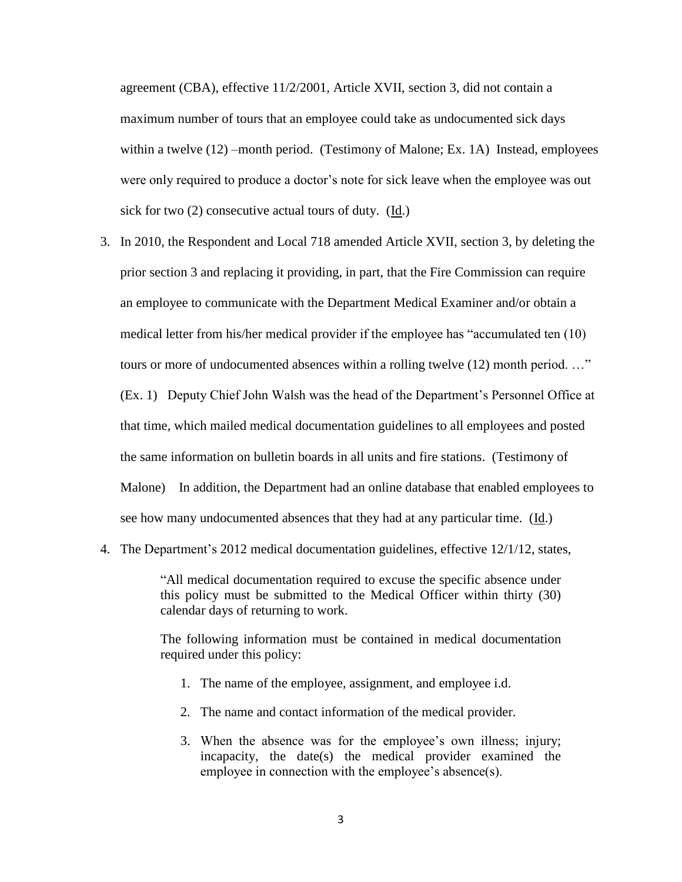agreement (CBA), effective 11/2/2001, Article XVII, section 3, did not contain a maximum number of tours that an employee could take as undocumented sick days within a twelve (12) –month period. (Testimony of Malone; Ex. 1A) Instead, employees were only required to produce a doctor's note for sick leave when the employee was out sick for two (2) consecutive actual tours of duty. (Id.)

3. In 2010, the Respondent and Local 718 amended Article XVII, section 3, by deleting the prior section 3 and replacing it providing, in part, that the Fire Commission can require an employee to communicate with the Department Medical Examiner and/or obtain a medical letter from his/her medical provider if the employee has "accumulated ten (10) tours or more of undocumented absences within a rolling twelve (12) month period. …" (Ex. 1) Deputy Chief John Walsh was the head of the Department's Personnel Office at that time, which mailed medical documentation guidelines to all employees and posted the same information on bulletin boards in all units and fire stations. (Testimony of Malone) In addition, the Department had an online database that enabled employees to see how many undocumented absences that they had at any particular time. (Id.)

4. The Department's 2012 medical documentation guidelines, effective 12/1/12, states,

   > "All medical documentation required to excuse the specific absence under this policy must be submitted to the Medical Officer within thirty (30) calendar days of returning to work.
   >
   > The following information must be contained in medical documentation required under this policy:
   >
   > 1. The name of the employee, assignment, and employee i.d.
   > 2. The name and contact information of the medical provider.
   > 3. When the absence was for the employee's own illness; injury; incapacity, the date(s) the medical provider examined the employee in connection with the employee's absence(s).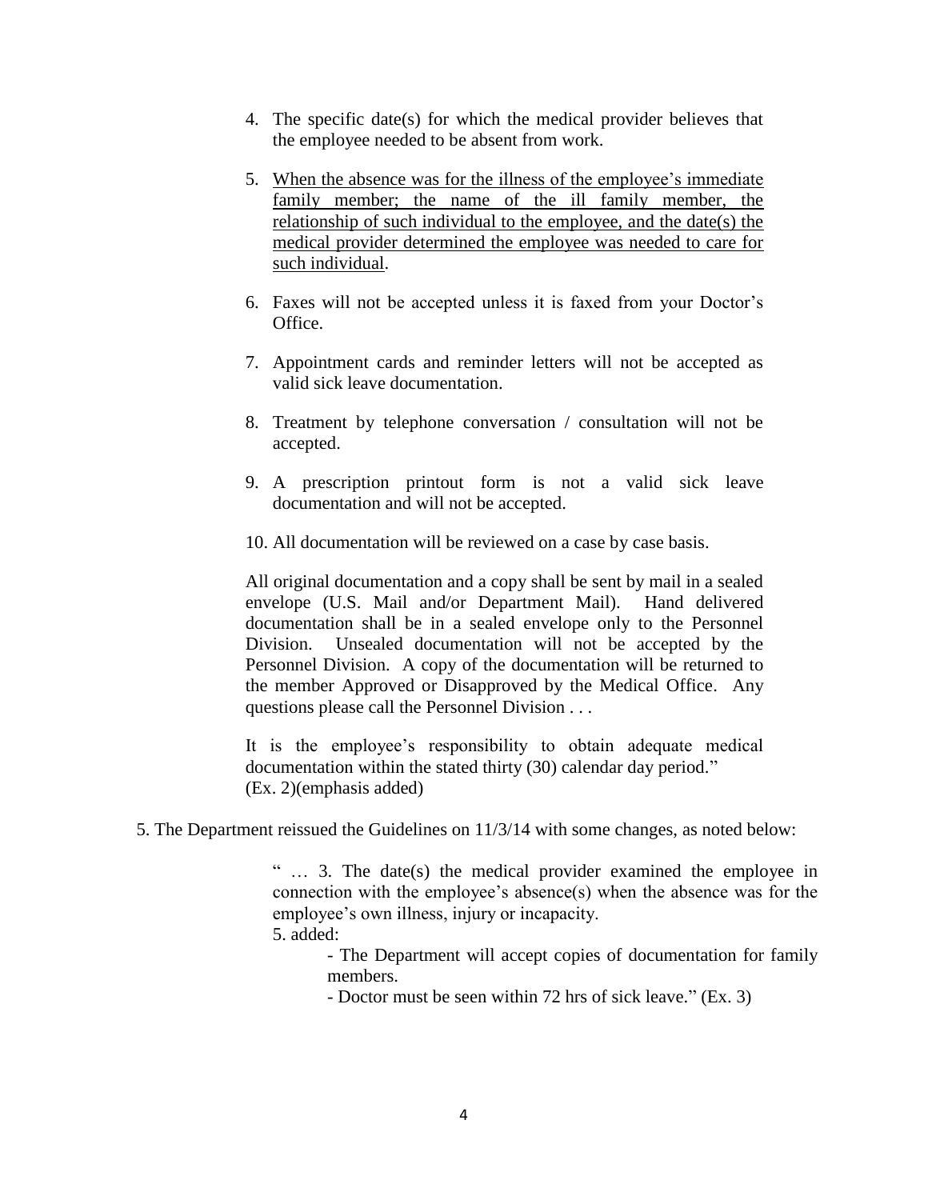4. The specific date(s) for which the medical provider believes that the employee needed to be absent from work.

5. <u>When the absence was for the illness of the employee's immediate family member; the name of the ill family member, the relationship of such individual to the employee, and the date(s) the medical provider determined the employee was needed to care for such individual</u>.

6. Faxes will not be accepted unless it is faxed from your Doctor's Office.

7. Appointment cards and reminder letters will not be accepted as valid sick leave documentation.

8. Treatment by telephone conversation / consultation will not be accepted.

9. A prescription printout form is not a valid sick leave documentation and will not be accepted.

10. All documentation will be reviewed on a case by case basis.

All original documentation and a copy shall be sent by mail in a sealed envelope (U.S. Mail and/or Department Mail). Hand delivered documentation shall be in a sealed envelope only to the Personnel Division. Unsealed documentation will not be accepted by the Personnel Division. A copy of the documentation will be returned to the member Approved or Disapproved by the Medical Office. Any questions please call the Personnel Division . . .

It is the employee's responsibility to obtain adequate medical documentation within the stated thirty (30) calendar day period."
(Ex. 2)(emphasis added)

5. The Department reissued the Guidelines on 11/3/14 with some changes, as noted below:

> " … 3. The date(s) the medical provider examined the employee in connection with the employee's absence(s) when the absence was for the employee's own illness, injury or incapacity.
> 5. added:
> - The Department will accept copies of documentation for family members.
> - Doctor must be seen within 72 hrs of sick leave." (Ex. 3)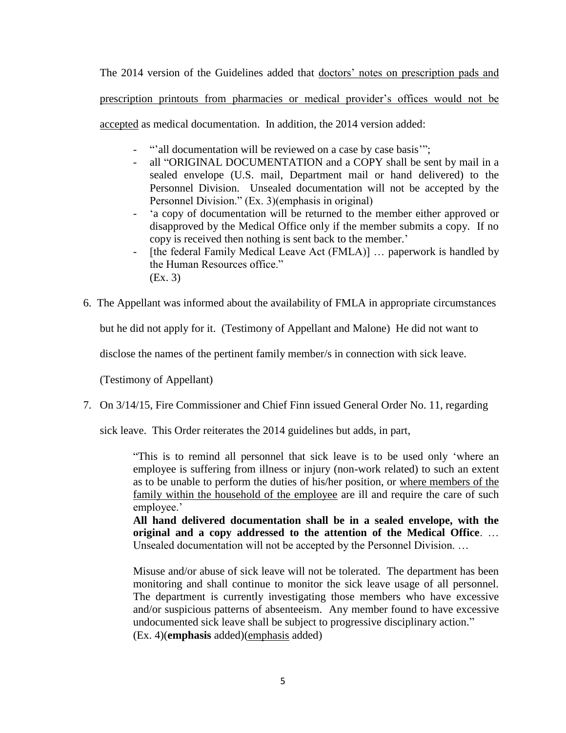The 2014 version of the Guidelines added that <u>doctors' notes on prescription pads and prescription printouts from pharmacies or medical provider's offices would not be accepted</u> as medical documentation. In addition, the 2014 version added:

- "'all documentation will be reviewed on a case by case basis'";
- all "ORIGINAL DOCUMENTATION and a COPY shall be sent by mail in a sealed envelope (U.S. mail, Department mail or hand delivered) to the Personnel Division. Unsealed documentation will not be accepted by the Personnel Division." (Ex. 3)(emphasis in original)
- 'a copy of documentation will be returned to the member either approved or disapproved by the Medical Office only if the member submits a copy. If no copy is received then nothing is sent back to the member.'
- [the federal Family Medical Leave Act (FMLA)] … paperwork is handled by the Human Resources office."
  (Ex. 3)

6. The Appellant was informed about the availability of FMLA in appropriate circumstances but he did not apply for it. (Testimony of Appellant and Malone) He did not want to disclose the names of the pertinent family member/s in connection with sick leave. (Testimony of Appellant)

7. On 3/14/15, Fire Commissioner and Chief Finn issued General Order No. 11, regarding sick leave. This Order reiterates the 2014 guidelines but adds, in part,

> "This is to remind all personnel that sick leave is to be used only 'where an employee is suffering from illness or injury (non-work related) to such an extent as to be unable to perform the duties of his/her position, or <u>where members of the family within the household of the employee</u> are ill and require the care of such employee.'
> **All hand delivered documentation shall be in a sealed envelope, with the original and a copy addressed to the attention of the Medical Office**. … Unsealed documentation will not be accepted by the Personnel Division. …
>
> Misuse and/or abuse of sick leave will not be tolerated. The department has been monitoring and shall continue to monitor the sick leave usage of all personnel. The department is currently investigating those members who have excessive and/or suspicious patterns of absenteeism. Any member found to have excessive undocumented sick leave shall be subject to progressive disciplinary action."
> (Ex. 4)(**emphasis** added)(<u>emphasis</u> added)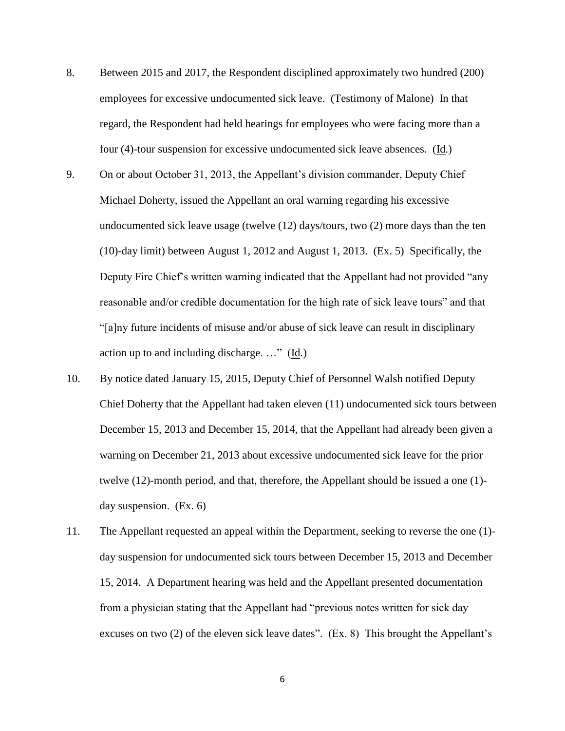8. Between 2015 and 2017, the Respondent disciplined approximately two hundred (200) employees for excessive undocumented sick leave. (Testimony of Malone) In that regard, the Respondent had held hearings for employees who were facing more than a four (4)-tour suspension for excessive undocumented sick leave absences. (Id.)

9. On or about October 31, 2013, the Appellant's division commander, Deputy Chief Michael Doherty, issued the Appellant an oral warning regarding his excessive undocumented sick leave usage (twelve (12) days/tours, two (2) more days than the ten (10)-day limit) between August 1, 2012 and August 1, 2013. (Ex. 5) Specifically, the Deputy Fire Chief's written warning indicated that the Appellant had not provided "any reasonable and/or credible documentation for the high rate of sick leave tours" and that "[a]ny future incidents of misuse and/or abuse of sick leave can result in disciplinary action up to and including discharge. …" (Id.)

10. By notice dated January 15, 2015, Deputy Chief of Personnel Walsh notified Deputy Chief Doherty that the Appellant had taken eleven (11) undocumented sick tours between December 15, 2013 and December 15, 2014, that the Appellant had already been given a warning on December 21, 2013 about excessive undocumented sick leave for the prior twelve (12)-month period, and that, therefore, the Appellant should be issued a one (1)-day suspension. (Ex. 6)

11. The Appellant requested an appeal within the Department, seeking to reverse the one (1)-day suspension for undocumented sick tours between December 15, 2013 and December 15, 2014. A Department hearing was held and the Appellant presented documentation from a physician stating that the Appellant had "previous notes written for sick day excuses on two (2) of the eleven sick leave dates". (Ex. 8) This brought the Appellant's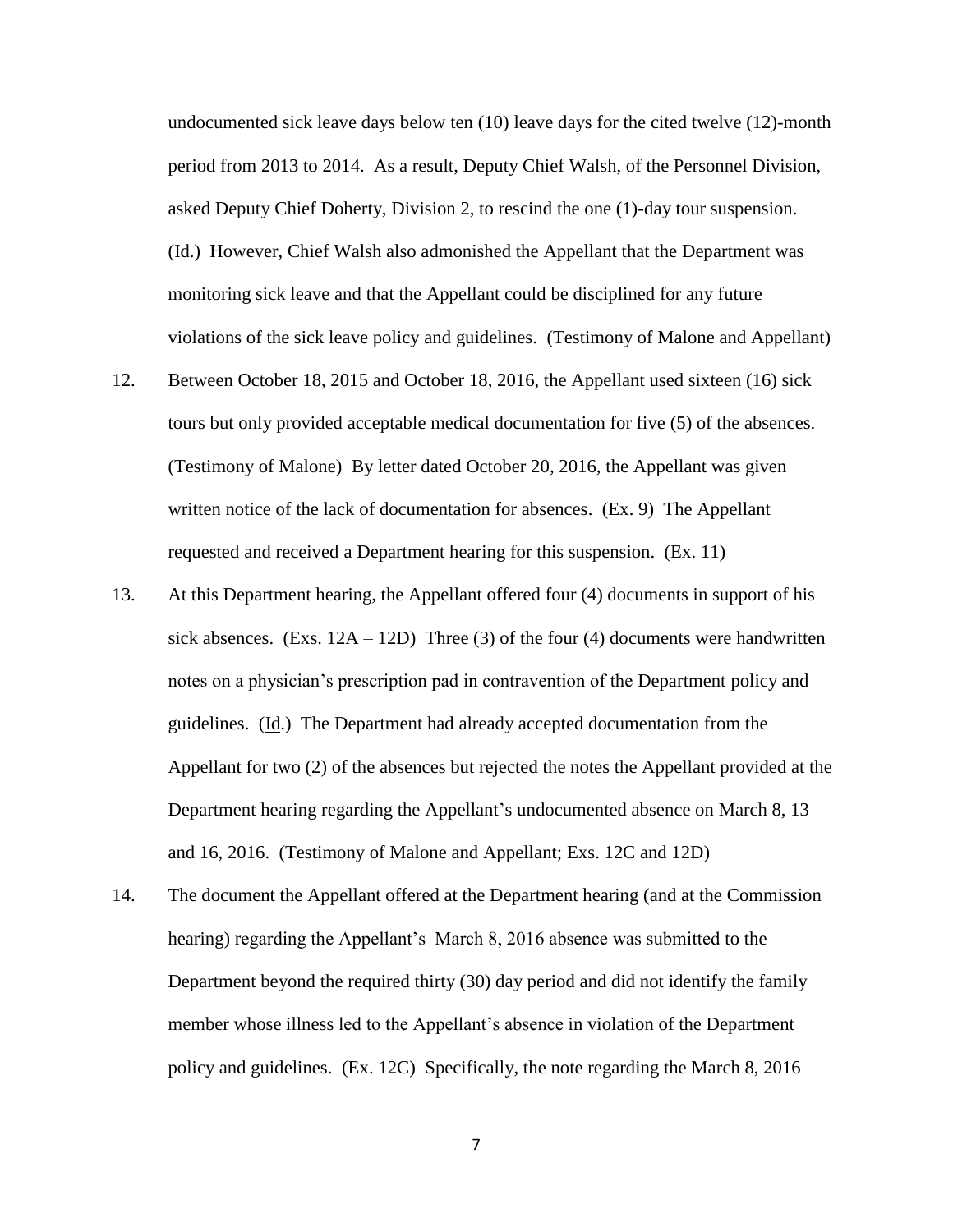undocumented sick leave days below ten (10) leave days for the cited twelve (12)-month period from 2013 to 2014. As a result, Deputy Chief Walsh, of the Personnel Division, asked Deputy Chief Doherty, Division 2, to rescind the one (1)-day tour suspension. (Id.) However, Chief Walsh also admonished the Appellant that the Department was monitoring sick leave and that the Appellant could be disciplined for any future violations of the sick leave policy and guidelines. (Testimony of Malone and Appellant)

12. Between October 18, 2015 and October 18, 2016, the Appellant used sixteen (16) sick tours but only provided acceptable medical documentation for five (5) of the absences. (Testimony of Malone) By letter dated October 20, 2016, the Appellant was given written notice of the lack of documentation for absences. (Ex. 9) The Appellant requested and received a Department hearing for this suspension. (Ex. 11)

13. At this Department hearing, the Appellant offered four (4) documents in support of his sick absences. (Exs. 12A – 12D) Three (3) of the four (4) documents were handwritten notes on a physician's prescription pad in contravention of the Department policy and guidelines. (Id.) The Department had already accepted documentation from the Appellant for two (2) of the absences but rejected the notes the Appellant provided at the Department hearing regarding the Appellant's undocumented absence on March 8, 13 and 16, 2016. (Testimony of Malone and Appellant; Exs. 12C and 12D)

14. The document the Appellant offered at the Department hearing (and at the Commission hearing) regarding the Appellant's March 8, 2016 absence was submitted to the Department beyond the required thirty (30) day period and did not identify the family member whose illness led to the Appellant's absence in violation of the Department policy and guidelines. (Ex. 12C) Specifically, the note regarding the March 8, 2016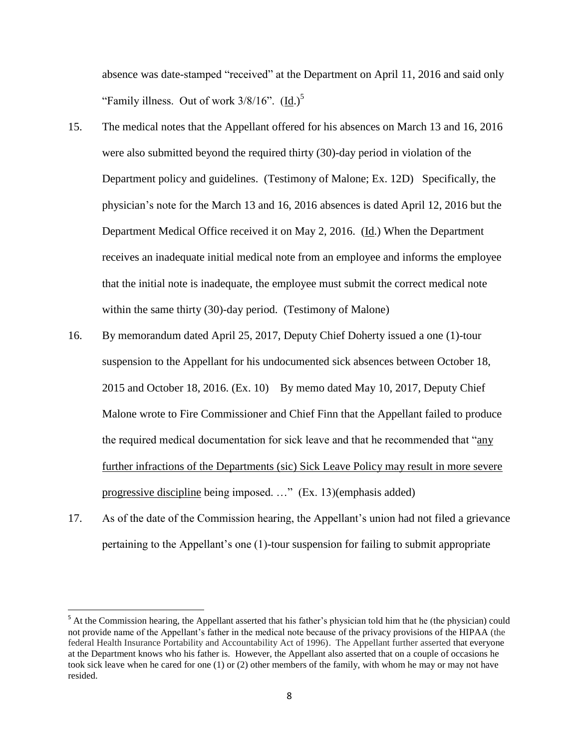absence was date-stamped "received" at the Department on April 11, 2016 and said only "Family illness. Out of work 3/8/16". (Id.)[5]

15. The medical notes that the Appellant offered for his absences on March 13 and 16, 2016 were also submitted beyond the required thirty (30)-day period in violation of the Department policy and guidelines. (Testimony of Malone; Ex. 12D) Specifically, the physician's note for the March 13 and 16, 2016 absences is dated April 12, 2016 but the Department Medical Office received it on May 2, 2016. (Id.) When the Department receives an inadequate initial medical note from an employee and informs the employee that the initial note is inadequate, the employee must submit the correct medical note within the same thirty (30)-day period. (Testimony of Malone)

16. By memorandum dated April 25, 2017, Deputy Chief Doherty issued a one (1)-tour suspension to the Appellant for his undocumented sick absences between October 18, 2015 and October 18, 2016. (Ex. 10) By memo dated May 10, 2017, Deputy Chief Malone wrote to Fire Commissioner and Chief Finn that the Appellant failed to produce the required medical documentation for sick leave and that he recommended that "<u>any further infractions of the Departments (sic) Sick Leave Policy may result in more severe progressive discipline</u> being imposed. …" (Ex. 13)(emphasis added)

17. As of the date of the Commission hearing, the Appellant's union had not filed a grievance pertaining to the Appellant's one (1)-tour suspension for failing to submit appropriate

---

[5] At the Commission hearing, the Appellant asserted that his father's physician told him that he (the physician) could not provide name of the Appellant's father in the medical note because of the privacy provisions of the HIPAA (the federal Health Insurance Portability and Accountability Act of 1996). The Appellant further asserted that everyone at the Department knows who his father is. However, the Appellant also asserted that on a couple of occasions he took sick leave when he cared for one (1) or (2) other members of the family, with whom he may or may not have resided.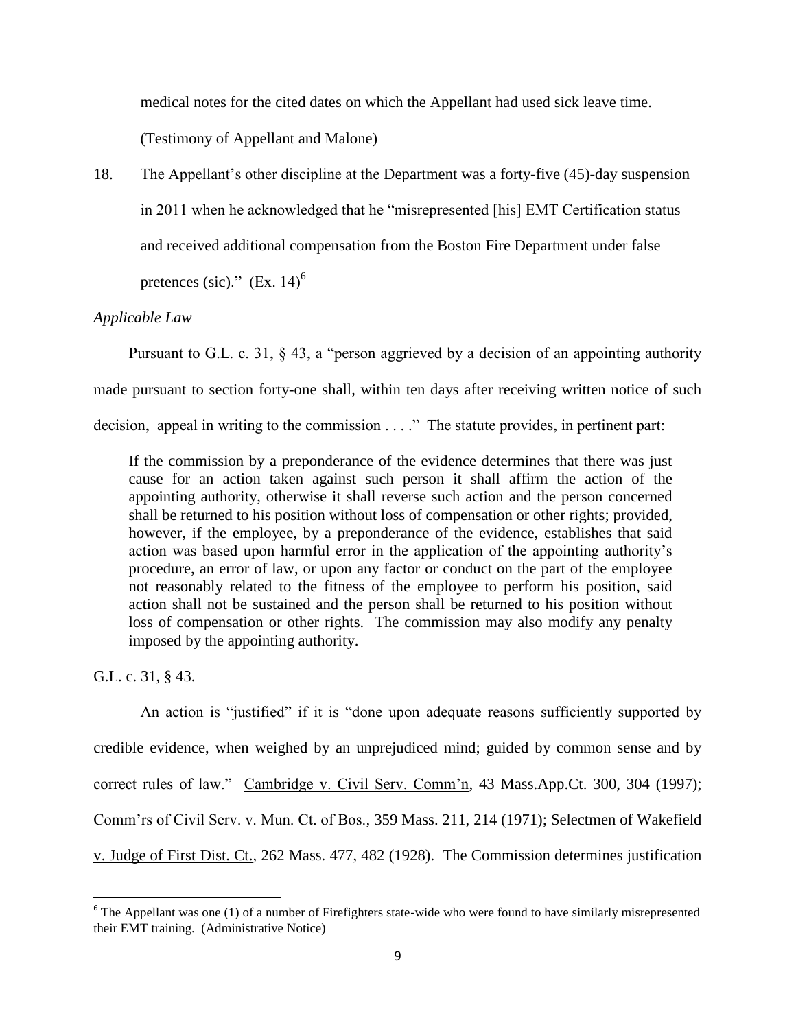medical notes for the cited dates on which the Appellant had used sick leave time. (Testimony of Appellant and Malone)

18. The Appellant's other discipline at the Department was a forty-five (45)-day suspension in 2011 when he acknowledged that he "misrepresented [his] EMT Certification status and received additional compensation from the Boston Fire Department under false pretences (sic)." (Ex. 14)[6]

*Applicable Law*

Pursuant to G.L. c. 31, § 43, a "person aggrieved by a decision of an appointing authority made pursuant to section forty-one shall, within ten days after receiving written notice of such decision, appeal in writing to the commission . . . ." The statute provides, in pertinent part:

> If the commission by a preponderance of the evidence determines that there was just cause for an action taken against such person it shall affirm the action of the appointing authority, otherwise it shall reverse such action and the person concerned shall be returned to his position without loss of compensation or other rights; provided, however, if the employee, by a preponderance of the evidence, establishes that said action was based upon harmful error in the application of the appointing authority's procedure, an error of law, or upon any factor or conduct on the part of the employee not reasonably related to the fitness of the employee to perform his position, said action shall not be sustained and the person shall be returned to his position without loss of compensation or other rights. The commission may also modify any penalty imposed by the appointing authority.

G.L. c. 31, § 43.

An action is "justified" if it is "done upon adequate reasons sufficiently supported by credible evidence, when weighed by an unprejudiced mind; guided by common sense and by correct rules of law." Cambridge v. Civil Serv. Comm'n, 43 Mass.App.Ct. 300, 304 (1997); Comm'rs of Civil Serv. v. Mun. Ct. of Bos., 359 Mass. 211, 214 (1971); Selectmen of Wakefield v. Judge of First Dist. Ct., 262 Mass. 477, 482 (1928). The Commission determines justification

---

[6] The Appellant was one (1) of a number of Firefighters state-wide who were found to have similarly misrepresented their EMT training. (Administrative Notice)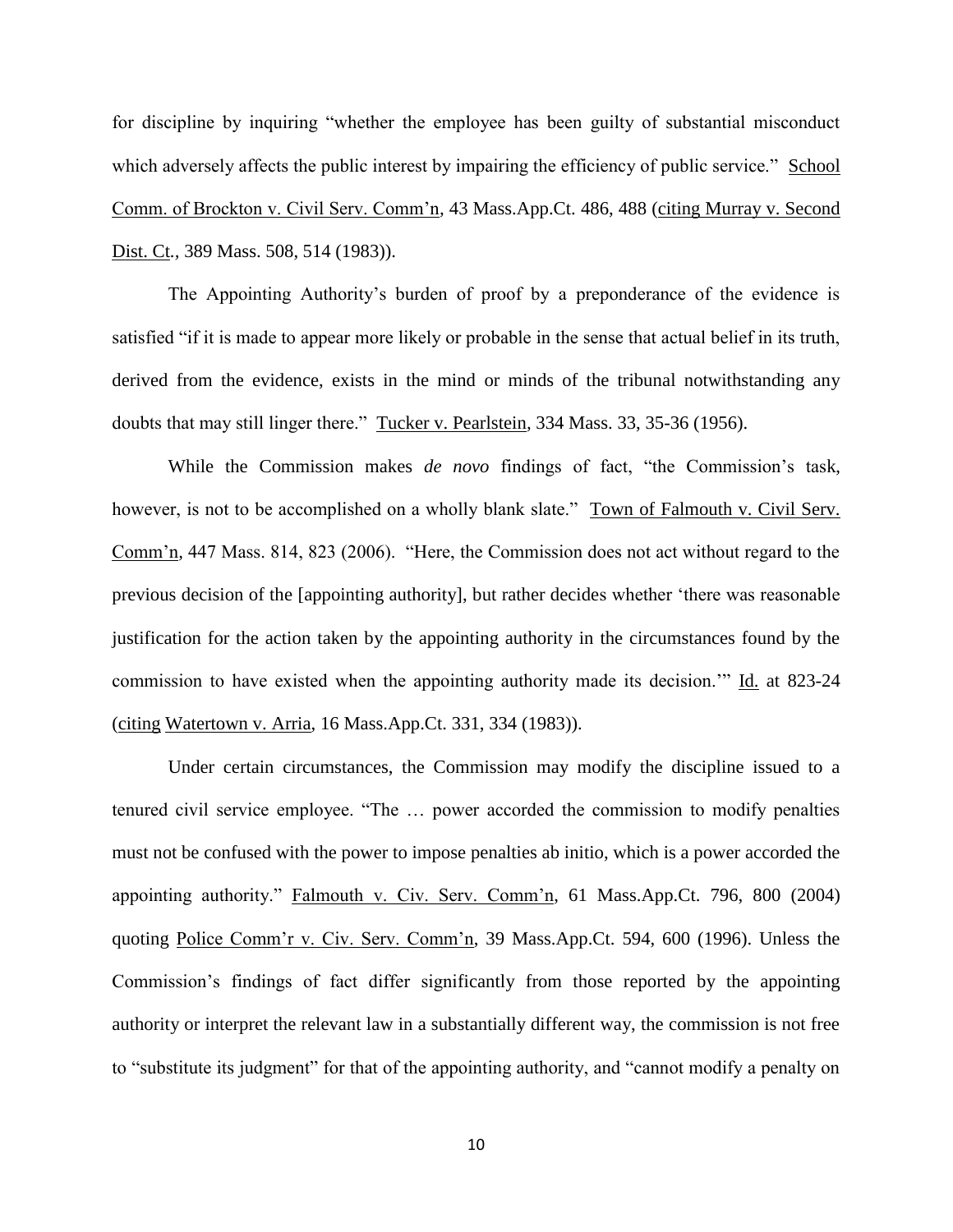for discipline by inquiring "whether the employee has been guilty of substantial misconduct which adversely affects the public interest by impairing the efficiency of public service." School Comm. of Brockton v. Civil Serv. Comm'n, 43 Mass.App.Ct. 486, 488 (citing Murray v. Second Dist. Ct., 389 Mass. 508, 514 (1983)).

The Appointing Authority's burden of proof by a preponderance of the evidence is satisfied "if it is made to appear more likely or probable in the sense that actual belief in its truth, derived from the evidence, exists in the mind or minds of the tribunal notwithstanding any doubts that may still linger there." Tucker v. Pearlstein, 334 Mass. 33, 35-36 (1956).

While the Commission makes *de novo* findings of fact, "the Commission's task, however, is not to be accomplished on a wholly blank slate." Town of Falmouth v. Civil Serv. Comm'n, 447 Mass. 814, 823 (2006). "Here, the Commission does not act without regard to the previous decision of the [appointing authority], but rather decides whether 'there was reasonable justification for the action taken by the appointing authority in the circumstances found by the commission to have existed when the appointing authority made its decision.'" Id. at 823-24 (citing Watertown v. Arria, 16 Mass.App.Ct. 331, 334 (1983)).

Under certain circumstances, the Commission may modify the discipline issued to a tenured civil service employee. "The … power accorded the commission to modify penalties must not be confused with the power to impose penalties ab initio, which is a power accorded the appointing authority." Falmouth v. Civ. Serv. Comm'n, 61 Mass.App.Ct. 796, 800 (2004) quoting Police Comm'r v. Civ. Serv. Comm'n, 39 Mass.App.Ct. 594, 600 (1996). Unless the Commission's findings of fact differ significantly from those reported by the appointing authority or interpret the relevant law in a substantially different way, the commission is not free to "substitute its judgment" for that of the appointing authority, and "cannot modify a penalty on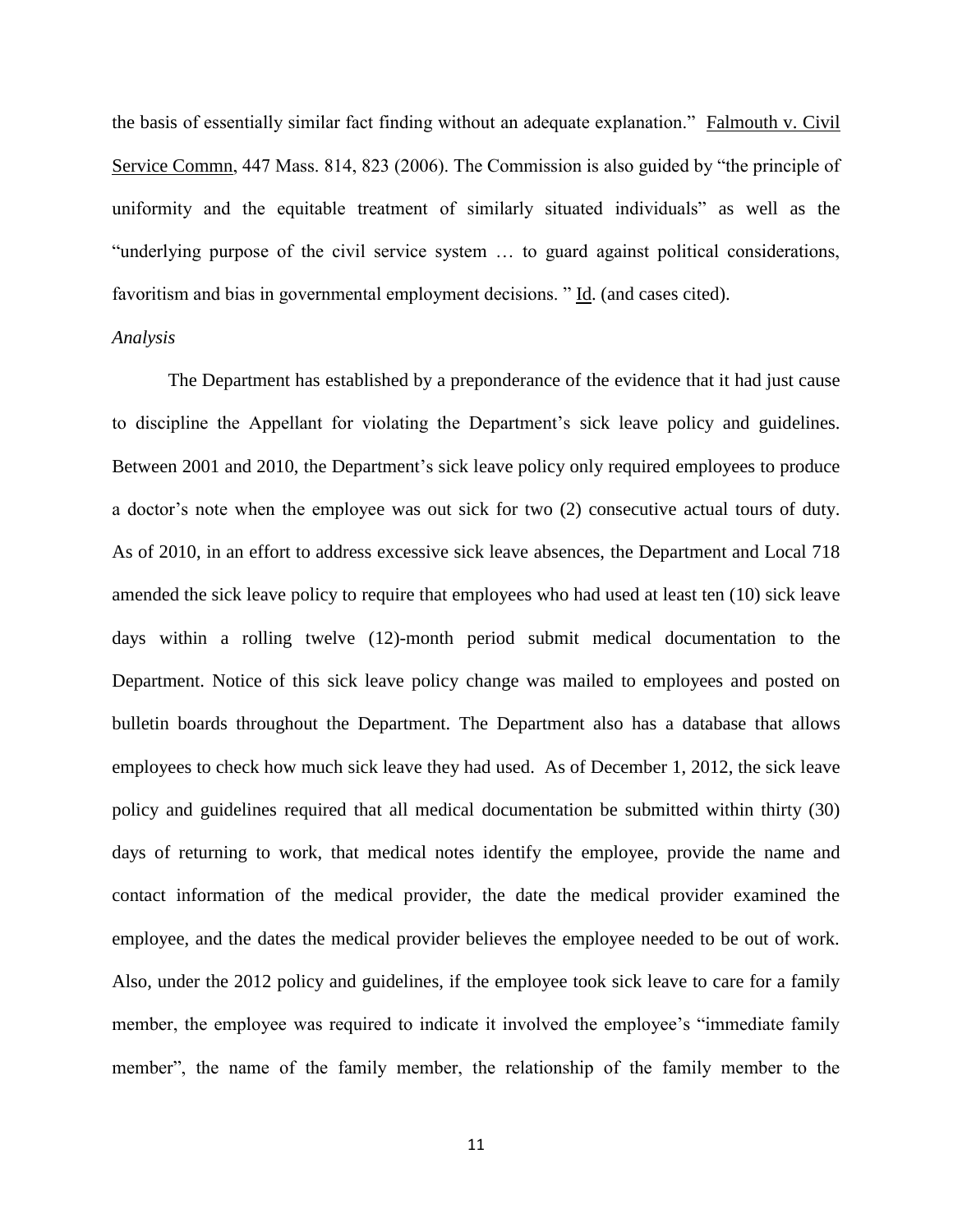the basis of essentially similar fact finding without an adequate explanation." Falmouth v. Civil Service Commn, 447 Mass. 814, 823 (2006). The Commission is also guided by "the principle of uniformity and the equitable treatment of similarly situated individuals" as well as the "underlying purpose of the civil service system … to guard against political considerations, favoritism and bias in governmental employment decisions. " Id. (and cases cited).

*Analysis*

The Department has established by a preponderance of the evidence that it had just cause to discipline the Appellant for violating the Department's sick leave policy and guidelines. Between 2001 and 2010, the Department's sick leave policy only required employees to produce a doctor's note when the employee was out sick for two (2) consecutive actual tours of duty. As of 2010, in an effort to address excessive sick leave absences, the Department and Local 718 amended the sick leave policy to require that employees who had used at least ten (10) sick leave days within a rolling twelve (12)-month period submit medical documentation to the Department. Notice of this sick leave policy change was mailed to employees and posted on bulletin boards throughout the Department. The Department also has a database that allows employees to check how much sick leave they had used. As of December 1, 2012, the sick leave policy and guidelines required that all medical documentation be submitted within thirty (30) days of returning to work, that medical notes identify the employee, provide the name and contact information of the medical provider, the date the medical provider examined the employee, and the dates the medical provider believes the employee needed to be out of work. Also, under the 2012 policy and guidelines, if the employee took sick leave to care for a family member, the employee was required to indicate it involved the employee's "immediate family member", the name of the family member, the relationship of the family member to the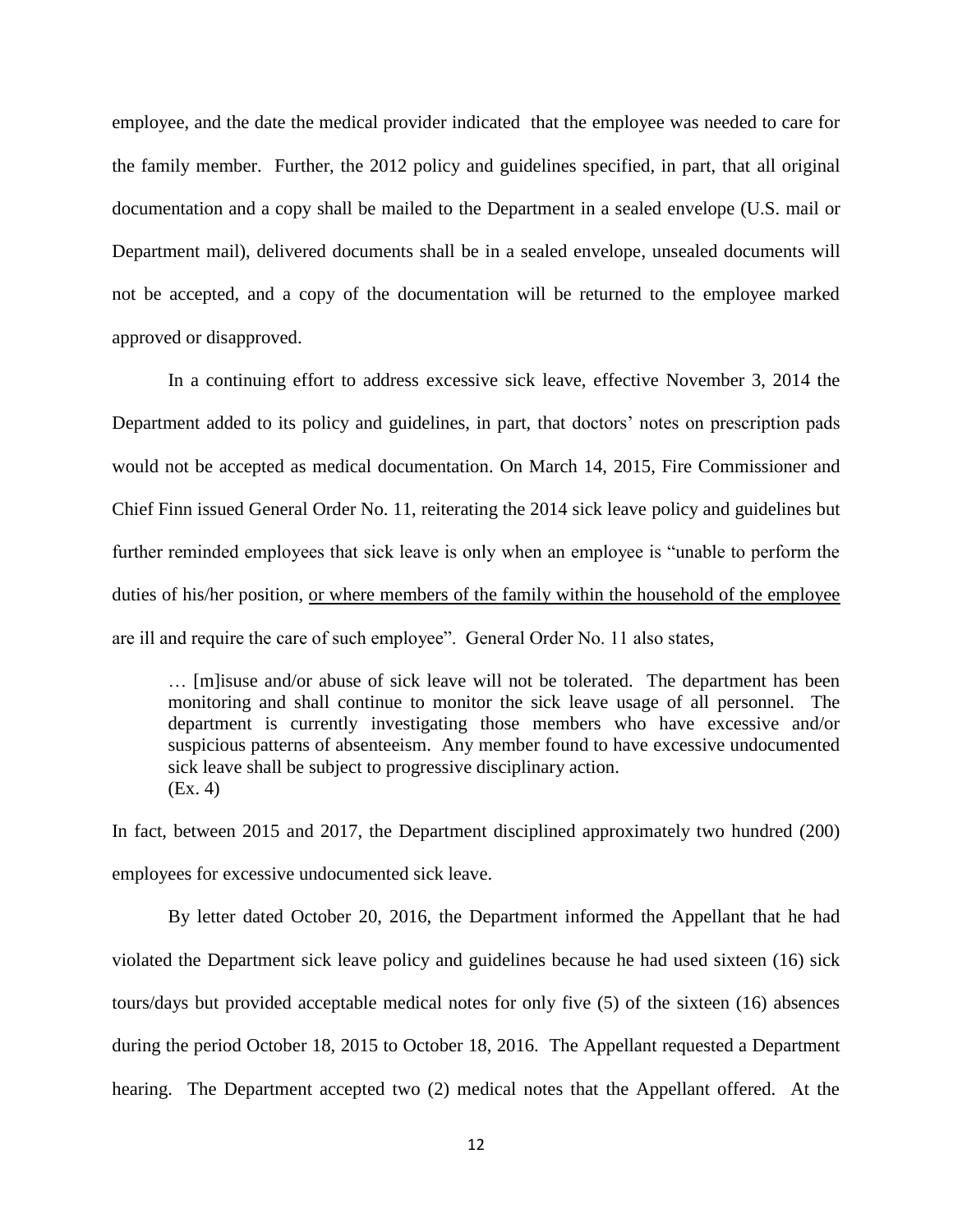employee, and the date the medical provider indicated that the employee was needed to care for the family member. Further, the 2012 policy and guidelines specified, in part, that all original documentation and a copy shall be mailed to the Department in a sealed envelope (U.S. mail or Department mail), delivered documents shall be in a sealed envelope, unsealed documents will not be accepted, and a copy of the documentation will be returned to the employee marked approved or disapproved.

In a continuing effort to address excessive sick leave, effective November 3, 2014 the Department added to its policy and guidelines, in part, that doctors' notes on prescription pads would not be accepted as medical documentation. On March 14, 2015, Fire Commissioner and Chief Finn issued General Order No. 11, reiterating the 2014 sick leave policy and guidelines but further reminded employees that sick leave is only when an employee is "unable to perform the duties of his/her position, <u>or where members of the family within the household of the employee</u> are ill and require the care of such employee". General Order No. 11 also states,

> … [m]isuse and/or abuse of sick leave will not be tolerated. The department has been monitoring and shall continue to monitor the sick leave usage of all personnel. The department is currently investigating those members who have excessive and/or suspicious patterns of absenteeism. Any member found to have excessive undocumented sick leave shall be subject to progressive disciplinary action.
> (Ex. 4)

In fact, between 2015 and 2017, the Department disciplined approximately two hundred (200) employees for excessive undocumented sick leave.

By letter dated October 20, 2016, the Department informed the Appellant that he had violated the Department sick leave policy and guidelines because he had used sixteen (16) sick tours/days but provided acceptable medical notes for only five (5) of the sixteen (16) absences during the period October 18, 2015 to October 18, 2016. The Appellant requested a Department hearing. The Department accepted two (2) medical notes that the Appellant offered. At the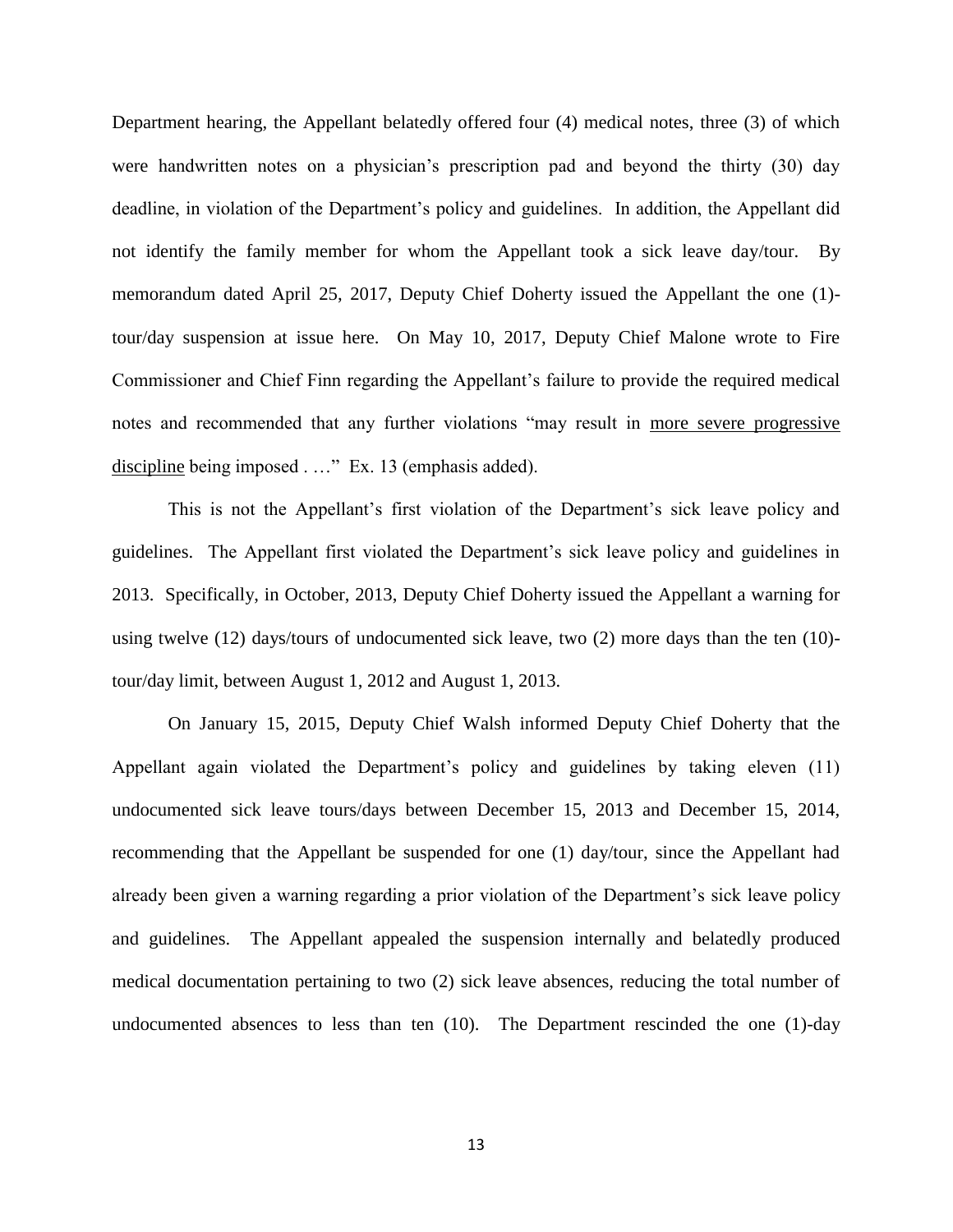Department hearing, the Appellant belatedly offered four (4) medical notes, three (3) of which were handwritten notes on a physician's prescription pad and beyond the thirty (30) day deadline, in violation of the Department's policy and guidelines. In addition, the Appellant did not identify the family member for whom the Appellant took a sick leave day/tour. By memorandum dated April 25, 2017, Deputy Chief Doherty issued the Appellant the one (1)-tour/day suspension at issue here. On May 10, 2017, Deputy Chief Malone wrote to Fire Commissioner and Chief Finn regarding the Appellant's failure to provide the required medical notes and recommended that any further violations "may result in <u>more severe progressive discipline</u> being imposed . …" Ex. 13 (emphasis added).

This is not the Appellant's first violation of the Department's sick leave policy and guidelines. The Appellant first violated the Department's sick leave policy and guidelines in 2013. Specifically, in October, 2013, Deputy Chief Doherty issued the Appellant a warning for using twelve (12) days/tours of undocumented sick leave, two (2) more days than the ten (10)-tour/day limit, between August 1, 2012 and August 1, 2013.

On January 15, 2015, Deputy Chief Walsh informed Deputy Chief Doherty that the Appellant again violated the Department's policy and guidelines by taking eleven (11) undocumented sick leave tours/days between December 15, 2013 and December 15, 2014, recommending that the Appellant be suspended for one (1) day/tour, since the Appellant had already been given a warning regarding a prior violation of the Department's sick leave policy and guidelines. The Appellant appealed the suspension internally and belatedly produced medical documentation pertaining to two (2) sick leave absences, reducing the total number of undocumented absences to less than ten (10). The Department rescinded the one (1)-day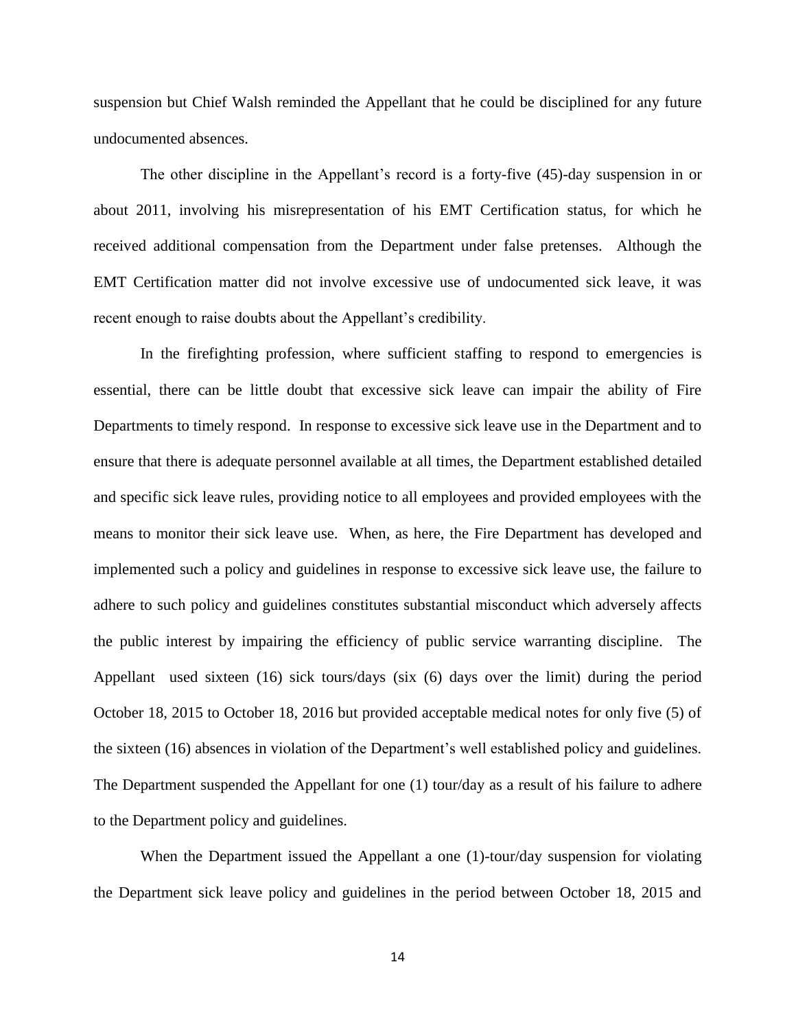suspension but Chief Walsh reminded the Appellant that he could be disciplined for any future undocumented absences.

The other discipline in the Appellant's record is a forty-five (45)-day suspension in or about 2011, involving his misrepresentation of his EMT Certification status, for which he received additional compensation from the Department under false pretenses. Although the EMT Certification matter did not involve excessive use of undocumented sick leave, it was recent enough to raise doubts about the Appellant's credibility.

In the firefighting profession, where sufficient staffing to respond to emergencies is essential, there can be little doubt that excessive sick leave can impair the ability of Fire Departments to timely respond. In response to excessive sick leave use in the Department and to ensure that there is adequate personnel available at all times, the Department established detailed and specific sick leave rules, providing notice to all employees and provided employees with the means to monitor their sick leave use. When, as here, the Fire Department has developed and implemented such a policy and guidelines in response to excessive sick leave use, the failure to adhere to such policy and guidelines constitutes substantial misconduct which adversely affects the public interest by impairing the efficiency of public service warranting discipline. The Appellant used sixteen (16) sick tours/days (six (6) days over the limit) during the period October 18, 2015 to October 18, 2016 but provided acceptable medical notes for only five (5) of the sixteen (16) absences in violation of the Department's well established policy and guidelines. The Department suspended the Appellant for one (1) tour/day as a result of his failure to adhere to the Department policy and guidelines.

When the Department issued the Appellant a one (1)-tour/day suspension for violating the Department sick leave policy and guidelines in the period between October 18, 2015 and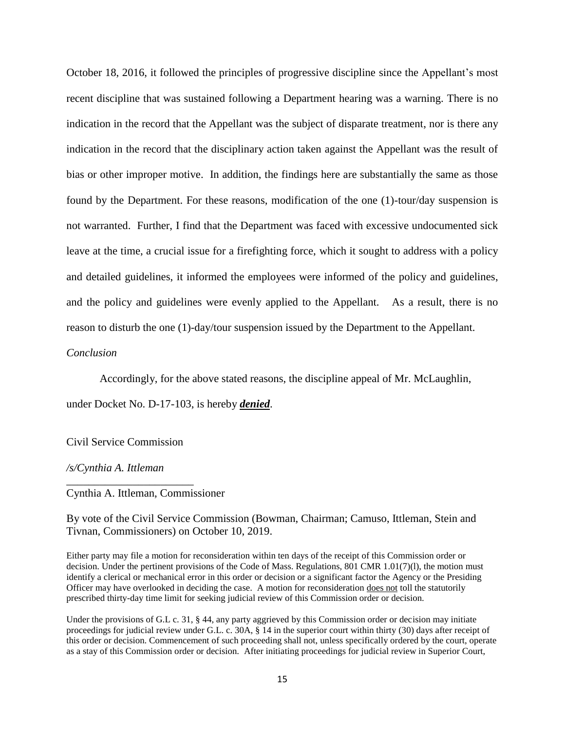October 18, 2016, it followed the principles of progressive discipline since the Appellant's most recent discipline that was sustained following a Department hearing was a warning. There is no indication in the record that the Appellant was the subject of disparate treatment, nor is there any indication in the record that the disciplinary action taken against the Appellant was the result of bias or other improper motive. In addition, the findings here are substantially the same as those found by the Department. For these reasons, modification of the one (1)-tour/day suspension is not warranted. Further, I find that the Department was faced with excessive undocumented sick leave at the time, a crucial issue for a firefighting force, which it sought to address with a policy and detailed guidelines, it informed the employees were informed of the policy and guidelines, and the policy and guidelines were evenly applied to the Appellant. As a result, there is no reason to disturb the one (1)-day/tour suspension issued by the Department to the Appellant.

*Conclusion*

Accordingly, for the above stated reasons, the discipline appeal of Mr. McLaughlin, under Docket No. D-17-103, is hereby ***denied***.

Civil Service Commission

*/s/Cynthia A. Ittleman*

\_\_\_\_\_\_\_\_\_\_\_\_\_\_\_\_\_\_\_\_\_\_\_\_

Cynthia A. Ittleman, Commissioner

By vote of the Civil Service Commission (Bowman, Chairman; Camuso, Ittleman, Stein and Tivnan, Commissioners) on October 10, 2019.

Either party may file a motion for reconsideration within ten days of the receipt of this Commission order or decision. Under the pertinent provisions of the Code of Mass. Regulations, 801 CMR 1.01(7)(l), the motion must identify a clerical or mechanical error in this order or decision or a significant factor the Agency or the Presiding Officer may have overlooked in deciding the case. A motion for reconsideration does not toll the statutorily prescribed thirty-day time limit for seeking judicial review of this Commission order or decision.

Under the provisions of G.L c. 31, § 44, any party aggrieved by this Commission order or decision may initiate proceedings for judicial review under G.L. c. 30A, § 14 in the superior court within thirty (30) days after receipt of this order or decision. Commencement of such proceeding shall not, unless specifically ordered by the court, operate as a stay of this Commission order or decision. After initiating proceedings for judicial review in Superior Court,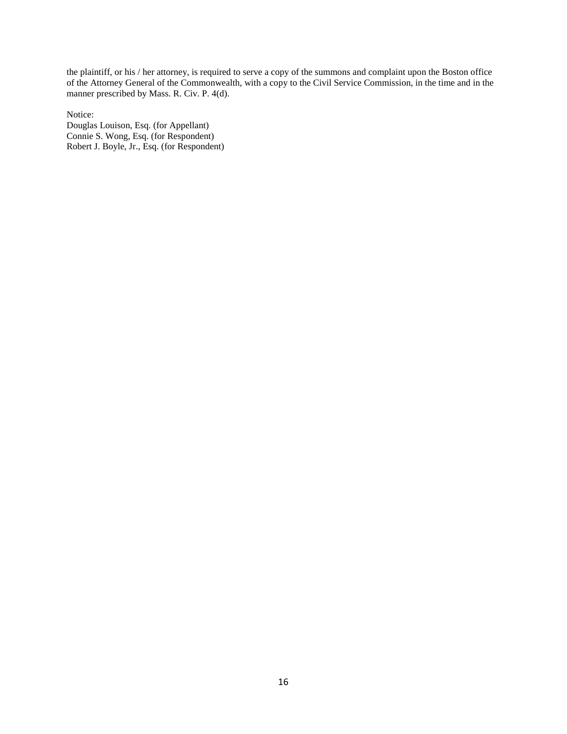the plaintiff, or his / her attorney, is required to serve a copy of the summons and complaint upon the Boston office of the Attorney General of the Commonwealth, with a copy to the Civil Service Commission, in the time and in the manner prescribed by Mass. R. Civ. P. 4(d).

Notice:
Douglas Louison, Esq. (for Appellant)
Connie S. Wong, Esq. (for Respondent)
Robert J. Boyle, Jr., Esq. (for Respondent)